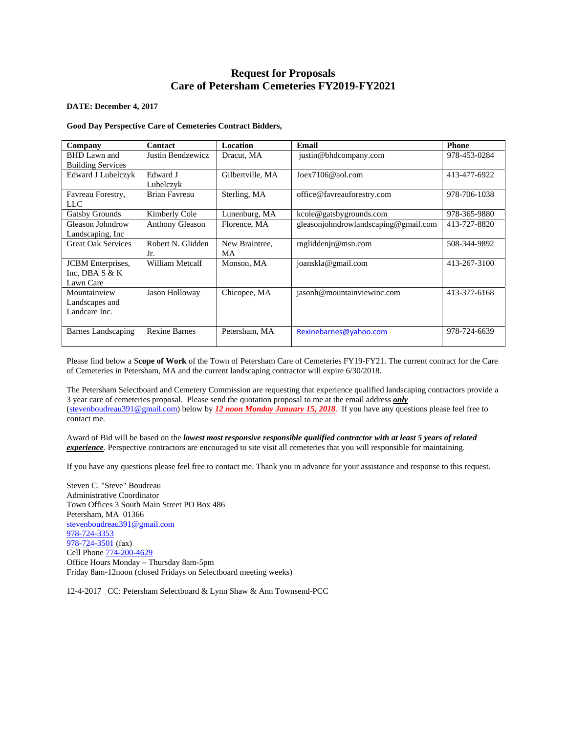# Request for Proposals
# Care of Petersham Cemeteries FY2019-FY2021

**DATE: December 4, 2017**

**Good Day Perspective Care of Cemeteries Contract Bidders,**

| Company | Contact | Location | Email | Phone |
|---|---|---|---|---|
| BHD Lawn and Building Services | Justin Bendzewicz | Dracut, MA | justin@bhdcompany.com | 978-453-0284 |
| Edward J Lubelczyk | Edward J Lubelczyk | Gilbertville, MA | Joex7106@aol.com | 413-477-6922 |
| Favreau Forestry, LLC | Brian Favreau | Sterling, MA | office@favreauforestry.com | 978-706-1038 |
| Gatsby Grounds | Kimberly Cole | Lunenburg, MA | kcole@gatsbygrounds.com | 978-365-9880 |
| Gleason Johndrow Landscaping, Inc | Anthony Gleason | Florence, MA | gleasonjohndrowlandscaping@gmail.com | 413-727-8820 |
| Great Oak Services | Robert N. Glidden Jr. | New Braintree, MA | rngliddenjr@msn.com | 508-344-9892 |
| JCBM Enterprises, Inc, DBA S & K Lawn Care | William Metcalf | Monson, MA | joanskla@gmail.com | 413-267-3100 |
| Mountainview Landscapes and Landcare Inc. | Jason Holloway | Chicopee, MA | jasonh@mountainviewinc.com | 413-377-6168 |
| Barnes Landscaping | Rexine Barnes | Petersham, MA | Rexinebarnes@yahoo.com | 978-724-6639 |

Please find below a S**cope of Work** of the Town of Petersham Care of Cemeteries FY19-FY21. The current contract for the Care of Cemeteries in Petersham, MA and the current landscaping contractor will expire 6/30/2018.

The Petersham Selectboard and Cemetery Commission are requesting that experience qualified landscaping contractors provide a 3 year care of cemeteries proposal. Please send the quotation proposal to me at the email address ***only*** (stevenboudreau391@gmail.com) below by ***12 noon Monday January 15, 2018***. If you have any questions please feel free to contact me.

Award of Bid will be based on the ***lowest most responsive responsible qualified contractor with at least 5 years of related experience***. Perspective contractors are encouraged to site visit all cemeteries that you will responsible for maintaining.

If you have any questions please feel free to contact me. Thank you in advance for your assistance and response to this request.

Steven C. "Steve" Boudreau
Administrative Coordinator
Town Offices 3 South Main Street PO Box 486
Petersham, MA 01366
stevenboudreau391@gmail.com
978-724-3353
978-724-3501 (fax)
Cell Phone 774-200-4629
Office Hours Monday – Thursday 8am-5pm
Friday 8am-12noon (closed Fridays on Selectboard meeting weeks)

12-4-2017 CC: Petersham Selectboard & Lynn Shaw & Ann Townsend-PCC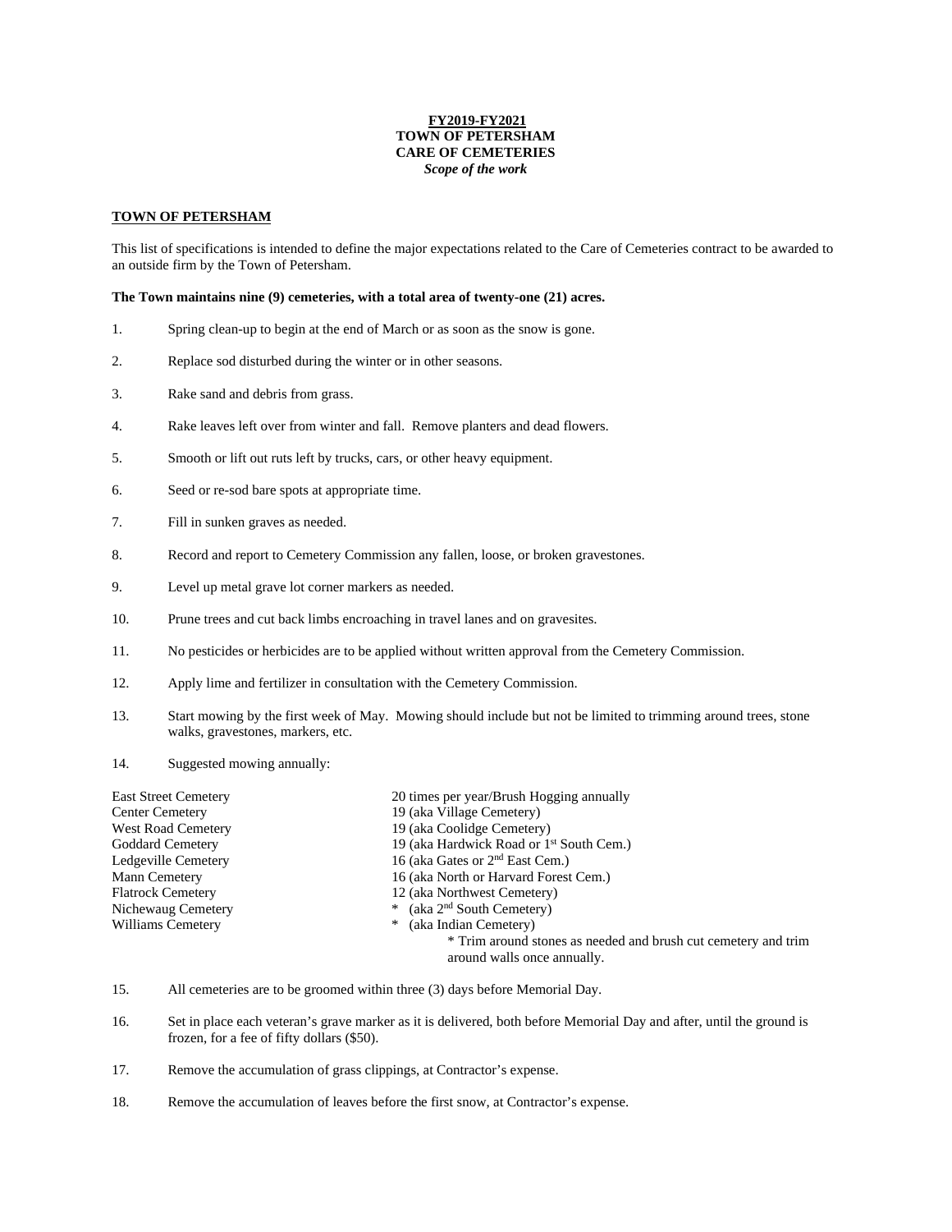**FY2019-FY2021**
**TOWN OF PETERSHAM**
**CARE OF CEMETERIES**
***Scope of the work***

## TOWN OF PETERSHAM

This list of specifications is intended to define the major expectations related to the Care of Cemeteries contract to be awarded to an outside firm by the Town of Petersham.

**The Town maintains nine (9) cemeteries, with a total area of twenty-one (21) acres.**

1. Spring clean-up to begin at the end of March or as soon as the snow is gone.

2. Replace sod disturbed during the winter or in other seasons.

3. Rake sand and debris from grass.

4. Rake leaves left over from winter and fall. Remove planters and dead flowers.

5. Smooth or lift out ruts left by trucks, cars, or other heavy equipment.

6. Seed or re-sod bare spots at appropriate time.

7. Fill in sunken graves as needed.

8. Record and report to Cemetery Commission any fallen, loose, or broken gravestones.

9. Level up metal grave lot corner markers as needed.

10. Prune trees and cut back limbs encroaching in travel lanes and on gravesites.

11. No pesticides or herbicides are to be applied without written approval from the Cemetery Commission.

12. Apply lime and fertilizer in consultation with the Cemetery Commission.

13. Start mowing by the first week of May. Mowing should include but not be limited to trimming around trees, stone walks, gravestones, markers, etc.

14. Suggested mowing annually:

| | |
|---|---|
| East Street Cemetery | 20 times per year/Brush Hogging annually |
| Center Cemetery | 19 (aka Village Cemetery) |
| West Road Cemetery | 19 (aka Coolidge Cemetery) |
| Goddard Cemetery | 19 (aka Hardwick Road or 1st South Cem.) |
| Ledgeville Cemetery | 16 (aka Gates or 2nd East Cem.) |
| Mann Cemetery | 16 (aka North or Harvard Forest Cem.) |
| Flatrock Cemetery | 12 (aka Northwest Cemetery) |
| Nichewaug Cemetery | * (aka 2nd South Cemetery) |
| Williams Cemetery | * (aka Indian Cemetery) |

\* Trim around stones as needed and brush cut cemetery and trim around walls once annually.

15. All cemeteries are to be groomed within three (3) days before Memorial Day.

16. Set in place each veteran's grave marker as it is delivered, both before Memorial Day and after, until the ground is frozen, for a fee of fifty dollars ($50).

17. Remove the accumulation of grass clippings, at Contractor's expense.

18. Remove the accumulation of leaves before the first snow, at Contractor's expense.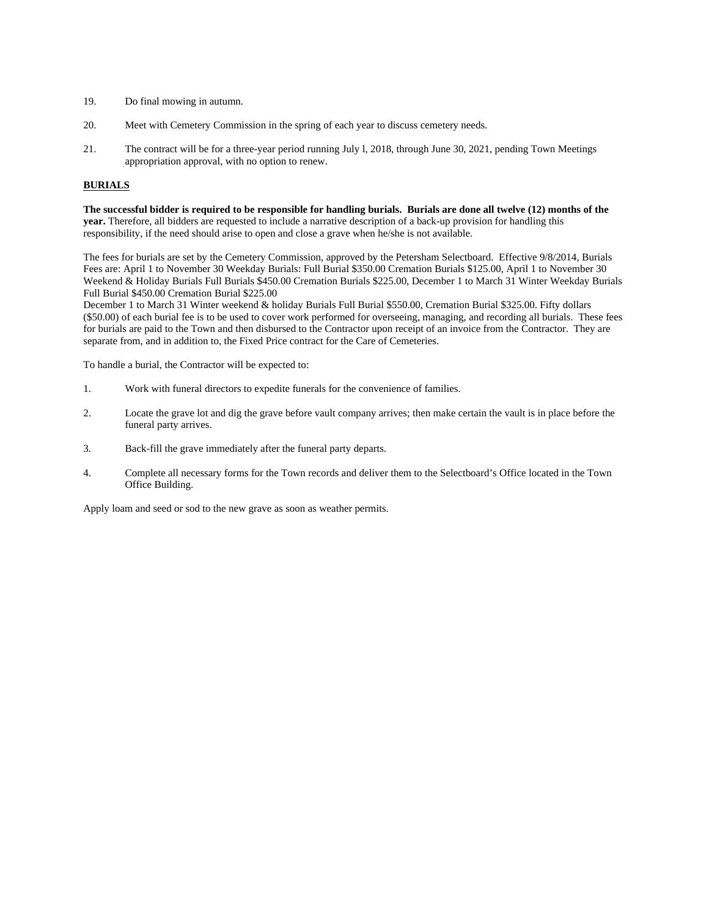19. Do final mowing in autumn.

20. Meet with Cemetery Commission in the spring of each year to discuss cemetery needs.

21. The contract will be for a three-year period running July l, 2018, through June 30, 2021, pending Town Meetings appropriation approval, with no option to renew.

**BURIALS**

**The successful bidder is required to be responsible for handling burials. Burials are done all twelve (12) months of the year.** Therefore, all bidders are requested to include a narrative description of a back-up provision for handling this responsibility, if the need should arise to open and close a grave when he/she is not available.

The fees for burials are set by the Cemetery Commission, approved by the Petersham Selectboard. Effective 9/8/2014, Burials Fees are: April 1 to November 30 Weekday Burials: Full Burial $350.00 Cremation Burials $125.00, April 1 to November 30 Weekend & Holiday Burials Full Burials $450.00 Cremation Burials $225.00, December 1 to March 31 Winter Weekday Burials Full Burial $450.00 Cremation Burial $225.00
December 1 to March 31 Winter weekend & holiday Burials Full Burial $550.00, Cremation Burial $325.00. Fifty dollars ($50.00) of each burial fee is to be used to cover work performed for overseeing, managing, and recording all burials. These fees for burials are paid to the Town and then disbursed to the Contractor upon receipt of an invoice from the Contractor. They are separate from, and in addition to, the Fixed Price contract for the Care of Cemeteries.

To handle a burial, the Contractor will be expected to:

1. Work with funeral directors to expedite funerals for the convenience of families.

2. Locate the grave lot and dig the grave before vault company arrives; then make certain the vault is in place before the funeral party arrives.

3. Back-fill the grave immediately after the funeral party departs.

4. Complete all necessary forms for the Town records and deliver them to the Selectboard's Office located in the Town Office Building.

Apply loam and seed or sod to the new grave as soon as weather permits.